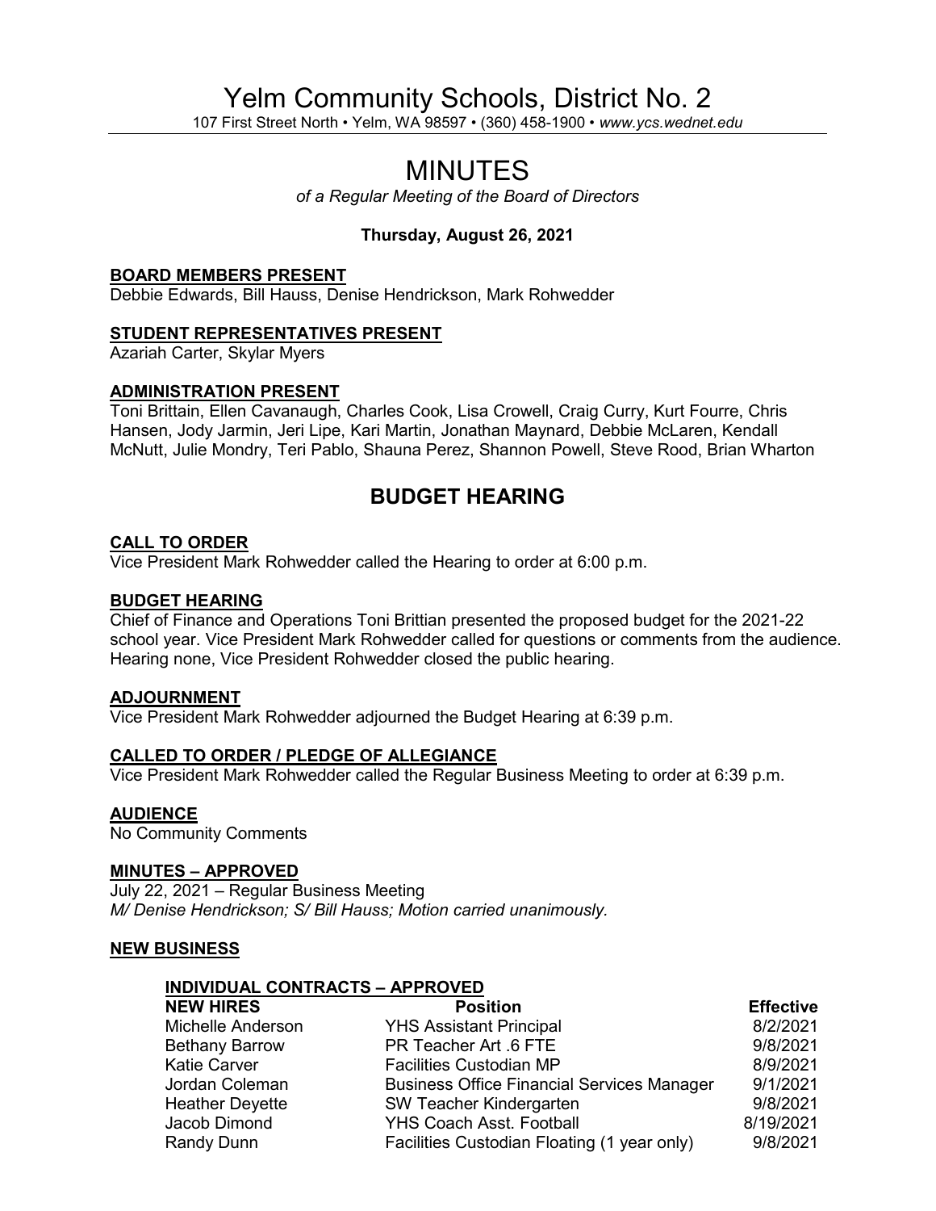# Yelm Community Schools, District No. 2

107 First Street North • Yelm, WA 98597 • (360) 458-1900 • *www.ycs.wednet.edu*

# MINUTES

*of a Regular Meeting of the Board of Directors*

**Thursday, August 26, 2021**

**BOARD MEMBERS PRESENT**
Debbie Edwards, Bill Hauss, Denise Hendrickson, Mark Rohwedder

**STUDENT REPRESENTATIVES PRESENT**
Azariah Carter, Skylar Myers

**ADMINISTRATION PRESENT**
Toni Brittain, Ellen Cavanaugh, Charles Cook, Lisa Crowell, Craig Curry, Kurt Fourre, Chris Hansen, Jody Jarmin, Jeri Lipe, Kari Martin, Jonathan Maynard, Debbie McLaren, Kendall McNutt, Julie Mondry, Teri Pablo, Shauna Perez, Shannon Powell, Steve Rood, Brian Wharton

## BUDGET HEARING

**CALL TO ORDER**
Vice President Mark Rohwedder called the Hearing to order at 6:00 p.m.

**BUDGET HEARING**
Chief of Finance and Operations Toni Brittian presented the proposed budget for the 2021-22 school year. Vice President Mark Rohwedder called for questions or comments from the audience. Hearing none, Vice President Rohwedder closed the public hearing.

**ADJOURNMENT**
Vice President Mark Rohwedder adjourned the Budget Hearing at 6:39 p.m.

**CALLED TO ORDER / PLEDGE OF ALLEGIANCE**
Vice President Mark Rohwedder called the Regular Business Meeting to order at 6:39 p.m.

**AUDIENCE**
No Community Comments

**MINUTES – APPROVED**
July 22, 2021 – Regular Business Meeting
*M/ Denise Hendrickson; S/ Bill Hauss; Motion carried unanimously.*

**NEW BUSINESS**

**INDIVIDUAL CONTRACTS – APPROVED**

| NEW HIRES | Position | Effective |
|---|---|---|
| Michelle Anderson | YHS Assistant Principal | 8/2/2021 |
| Bethany Barrow | PR Teacher Art .6 FTE | 9/8/2021 |
| Katie Carver | Facilities Custodian MP | 8/9/2021 |
| Jordan Coleman | Business Office Financial Services Manager | 9/1/2021 |
| Heather Deyette | SW Teacher Kindergarten | 9/8/2021 |
| Jacob Dimond | YHS Coach Asst. Football | 8/19/2021 |
| Randy Dunn | Facilities Custodian Floating (1 year only) | 9/8/2021 |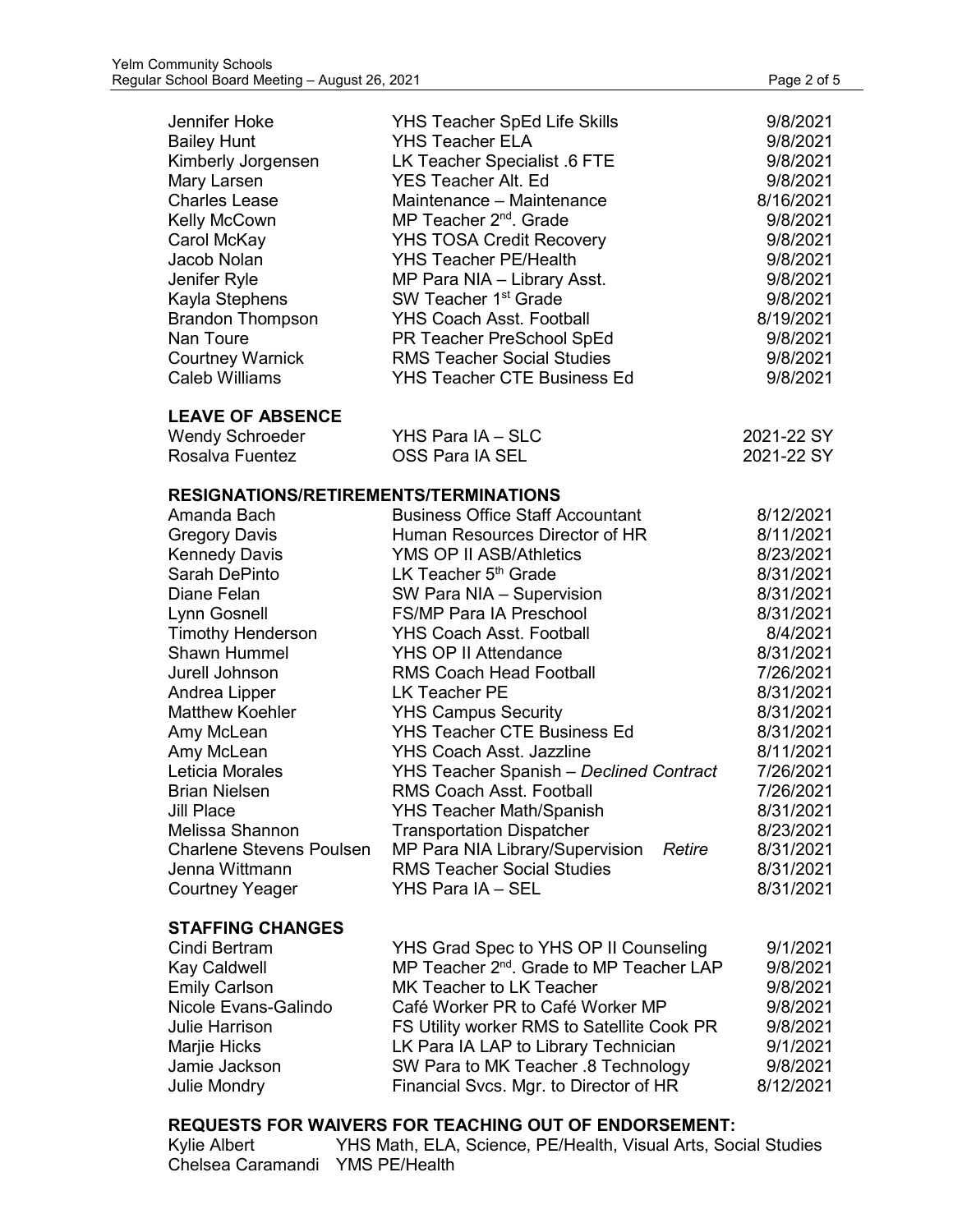| | | |
|---|---|---|
| Jennifer Hoke | YHS Teacher SpEd Life Skills | 9/8/2021 |
| Bailey Hunt | YHS Teacher ELA | 9/8/2021 |
| Kimberly Jorgensen | LK Teacher Specialist .6 FTE | 9/8/2021 |
| Mary Larsen | YES Teacher Alt. Ed | 9/8/2021 |
| Charles Lease | Maintenance – Maintenance | 8/16/2021 |
| Kelly McCown | MP Teacher 2nd. Grade | 9/8/2021 |
| Carol McKay | YHS TOSA Credit Recovery | 9/8/2021 |
| Jacob Nolan | YHS Teacher PE/Health | 9/8/2021 |
| Jenifer Ryle | MP Para NIA – Library Asst. | 9/8/2021 |
| Kayla Stephens | SW Teacher 1st Grade | 9/8/2021 |
| Brandon Thompson | YHS Coach Asst. Football | 8/19/2021 |
| Nan Toure | PR Teacher PreSchool SpEd | 9/8/2021 |
| Courtney Warnick | RMS Teacher Social Studies | 9/8/2021 |
| Caleb Williams | YHS Teacher CTE Business Ed | 9/8/2021 |

**LEAVE OF ABSENCE**

| | | |
|---|---|---|
| Wendy Schroeder | YHS Para IA – SLC | 2021-22 SY |
| Rosalva Fuentez | OSS Para IA SEL | 2021-22 SY |

**RESIGNATIONS/RETIREMENTS/TERMINATIONS**

| | | |
|---|---|---|
| Amanda Bach | Business Office Staff Accountant | 8/12/2021 |
| Gregory Davis | Human Resources Director of HR | 8/11/2021 |
| Kennedy Davis | YMS OP II ASB/Athletics | 8/23/2021 |
| Sarah DePinto | LK Teacher 5th Grade | 8/31/2021 |
| Diane Felan | SW Para NIA – Supervision | 8/31/2021 |
| Lynn Gosnell | FS/MP Para IA Preschool | 8/31/2021 |
| Timothy Henderson | YHS Coach Asst. Football | 8/4/2021 |
| Shawn Hummel | YHS OP II Attendance | 8/31/2021 |
| Jurell Johnson | RMS Coach Head Football | 7/26/2021 |
| Andrea Lipper | LK Teacher PE | 8/31/2021 |
| Matthew Koehler | YHS Campus Security | 8/31/2021 |
| Amy McLean | YHS Teacher CTE Business Ed | 8/31/2021 |
| Amy McLean | YHS Coach Asst. Jazzline | 8/11/2021 |
| Leticia Morales | YHS Teacher Spanish – *Declined Contract* | 7/26/2021 |
| Brian Nielsen | RMS Coach Asst. Football | 7/26/2021 |
| Jill Place | YHS Teacher Math/Spanish | 8/31/2021 |
| Melissa Shannon | Transportation Dispatcher | 8/23/2021 |
| Charlene Stevens Poulsen | MP Para NIA Library/Supervision *Retire* | 8/31/2021 |
| Jenna Wittmann | RMS Teacher Social Studies | 8/31/2021 |
| Courtney Yeager | YHS Para IA – SEL | 8/31/2021 |

**STAFFING CHANGES**

| | | |
|---|---|---|
| Cindi Bertram | YHS Grad Spec to YHS OP II Counseling | 9/1/2021 |
| Kay Caldwell | MP Teacher 2nd. Grade to MP Teacher LAP | 9/8/2021 |
| Emily Carlson | MK Teacher to LK Teacher | 9/8/2021 |
| Nicole Evans-Galindo | Café Worker PR to Café Worker MP | 9/8/2021 |
| Julie Harrison | FS Utility worker RMS to Satellite Cook PR | 9/8/2021 |
| Marjie Hicks | LK Para IA LAP to Library Technician | 9/1/2021 |
| Jamie Jackson | SW Para to MK Teacher .8 Technology | 9/8/2021 |
| Julie Mondry | Financial Svcs. Mgr. to Director of HR | 8/12/2021 |

**REQUESTS FOR WAIVERS FOR TEACHING OUT OF ENDORSEMENT:**

| | |
|---|---|
| Kylie Albert | YHS Math, ELA, Science, PE/Health, Visual Arts, Social Studies |
| Chelsea Caramandi | YMS PE/Health |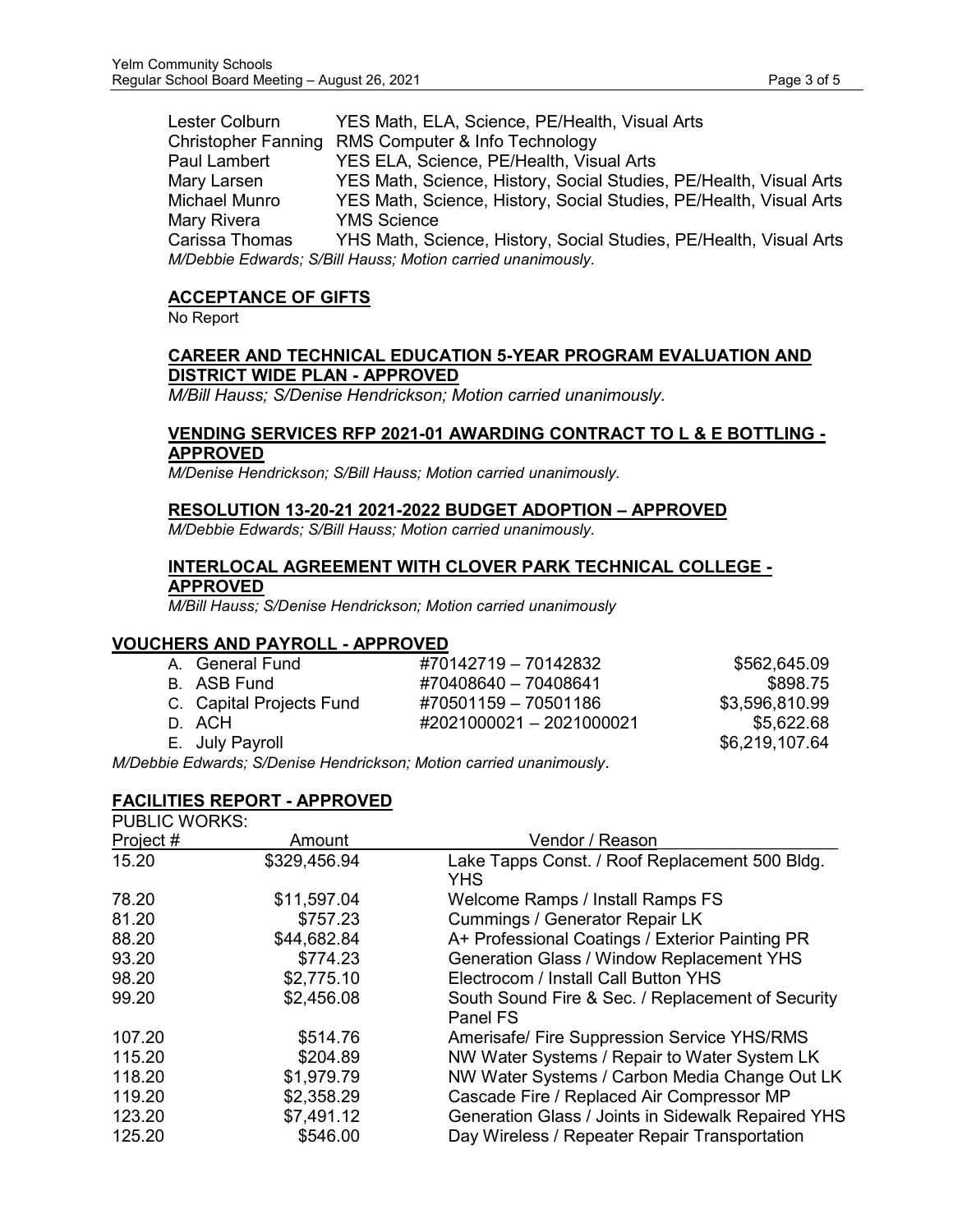| | |
|---|---|
| Lester Colburn | YES Math, ELA, Science, PE/Health, Visual Arts |
| Christopher Fanning | RMS Computer & Info Technology |
| Paul Lambert | YES ELA, Science, PE/Health, Visual Arts |
| Mary Larsen | YES Math, Science, History, Social Studies, PE/Health, Visual Arts |
| Michael Munro | YES Math, Science, History, Social Studies, PE/Health, Visual Arts |
| Mary Rivera | YMS Science |
| Carissa Thomas | YHS Math, Science, History, Social Studies, PE/Health, Visual Arts |

*M/Debbie Edwards; S/Bill Hauss; Motion carried unanimously.*

### ACCEPTANCE OF GIFTS

No Report

### CAREER AND TECHNICAL EDUCATION 5-YEAR PROGRAM EVALUATION AND DISTRICT WIDE PLAN - APPROVED

*M/Bill Hauss; S/Denise Hendrickson; Motion carried unanimously.*

### VENDING SERVICES RFP 2021-01 AWARDING CONTRACT TO L & E BOTTLING - APPROVED

*M/Denise Hendrickson; S/Bill Hauss; Motion carried unanimously.*

### RESOLUTION 13-20-21 2021-2022 BUDGET ADOPTION – APPROVED

*M/Debbie Edwards; S/Bill Hauss; Motion carried unanimously.*

### INTERLOCAL AGREEMENT WITH CLOVER PARK TECHNICAL COLLEGE - APPROVED

*M/Bill Hauss; S/Denise Hendrickson; Motion carried unanimously*

## VOUCHERS AND PAYROLL - APPROVED

| | | |
|---|---|---|
| A. General Fund | #70142719 – 70142832 | $562,645.09 |
| B. ASB Fund | #70408640 – 70408641 | $898.75 |
| C. Capital Projects Fund | #70501159 – 70501186 | $3,596,810.99 |
| D. ACH | #2021000021 – 2021000021 | $5,622.68 |
| E. July Payroll | | $6,219,107.64 |

*M/Debbie Edwards; S/Denise Hendrickson; Motion carried unanimously*.

## FACILITIES REPORT - APPROVED

PUBLIC WORKS:

| Project # | Amount | Vendor / Reason |
|---|---|---|
| 15.20 | $329,456.94 | Lake Tapps Const. / Roof Replacement 500 Bldg. YHS |
| 78.20 | $11,597.04 | Welcome Ramps / Install Ramps FS |
| 81.20 | $757.23 | Cummings / Generator Repair LK |
| 88.20 | $44,682.84 | A+ Professional Coatings / Exterior Painting PR |
| 93.20 | $774.23 | Generation Glass / Window Replacement YHS |
| 98.20 | $2,775.10 | Electrocom / Install Call Button YHS |
| 99.20 | $2,456.08 | South Sound Fire & Sec. / Replacement of Security Panel FS |
| 107.20 | $514.76 | Amerisafe/ Fire Suppression Service YHS/RMS |
| 115.20 | $204.89 | NW Water Systems / Repair to Water System LK |
| 118.20 | $1,979.79 | NW Water Systems / Carbon Media Change Out LK |
| 119.20 | $2,358.29 | Cascade Fire / Replaced Air Compressor MP |
| 123.20 | $7,491.12 | Generation Glass / Joints in Sidewalk Repaired YHS |
| 125.20 | $546.00 | Day Wireless / Repeater Repair Transportation |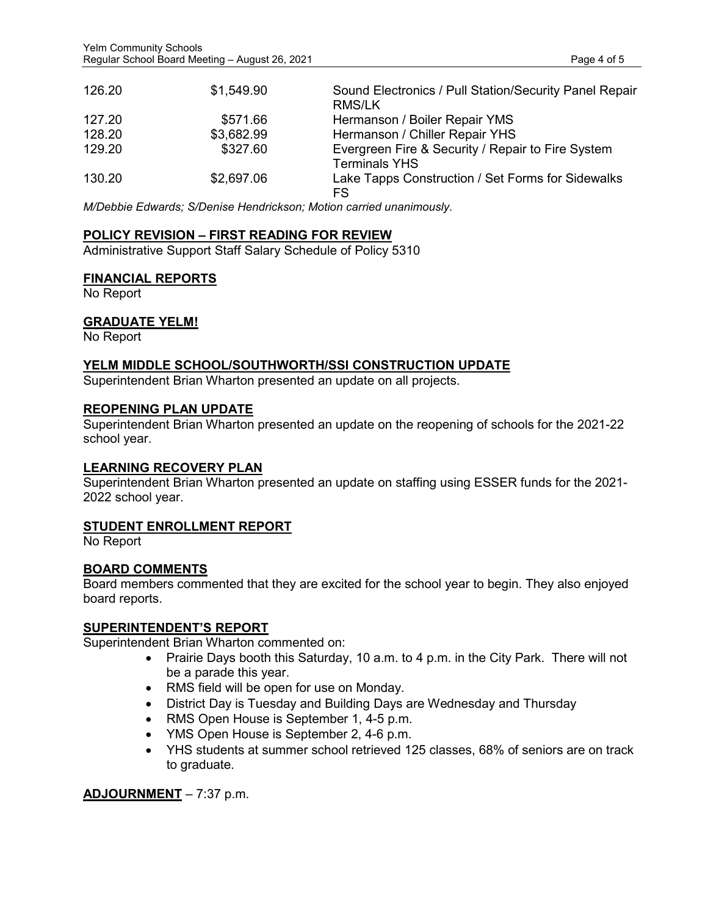| | | |
|---|---|---|
| 126.20 | $1,549.90 | Sound Electronics / Pull Station/Security Panel Repair RMS/LK |
| 127.20 | $571.66 | Hermanson / Boiler Repair YMS |
| 128.20 | $3,682.99 | Hermanson / Chiller Repair YHS |
| 129.20 | $327.60 | Evergreen Fire & Security / Repair to Fire System Terminals YHS |
| 130.20 | $2,697.06 | Lake Tapps Construction / Set Forms for Sidewalks FS |

*M/Debbie Edwards; S/Denise Hendrickson; Motion carried unanimously.*

## POLICY REVISION – FIRST READING FOR REVIEW

Administrative Support Staff Salary Schedule of Policy 5310

## FINANCIAL REPORTS

No Report

## GRADUATE YELM!

No Report

## YELM MIDDLE SCHOOL/SOUTHWORTH/SSI CONSTRUCTION UPDATE

Superintendent Brian Wharton presented an update on all projects.

## REOPENING PLAN UPDATE

Superintendent Brian Wharton presented an update on the reopening of schools for the 2021-22 school year.

## LEARNING RECOVERY PLAN

Superintendent Brian Wharton presented an update on staffing using ESSER funds for the 2021-2022 school year.

## STUDENT ENROLLMENT REPORT

No Report

## BOARD COMMENTS

Board members commented that they are excited for the school year to begin. They also enjoyed board reports.

## SUPERINTENDENT'S REPORT

Superintendent Brian Wharton commented on:

- Prairie Days booth this Saturday, 10 a.m. to 4 p.m. in the City Park. There will not be a parade this year.
- RMS field will be open for use on Monday.
- District Day is Tuesday and Building Days are Wednesday and Thursday
- RMS Open House is September 1, 4-5 p.m.
- YMS Open House is September 2, 4-6 p.m.
- YHS students at summer school retrieved 125 classes, 68% of seniors are on track to graduate.

**ADJOURNMENT** – 7:37 p.m.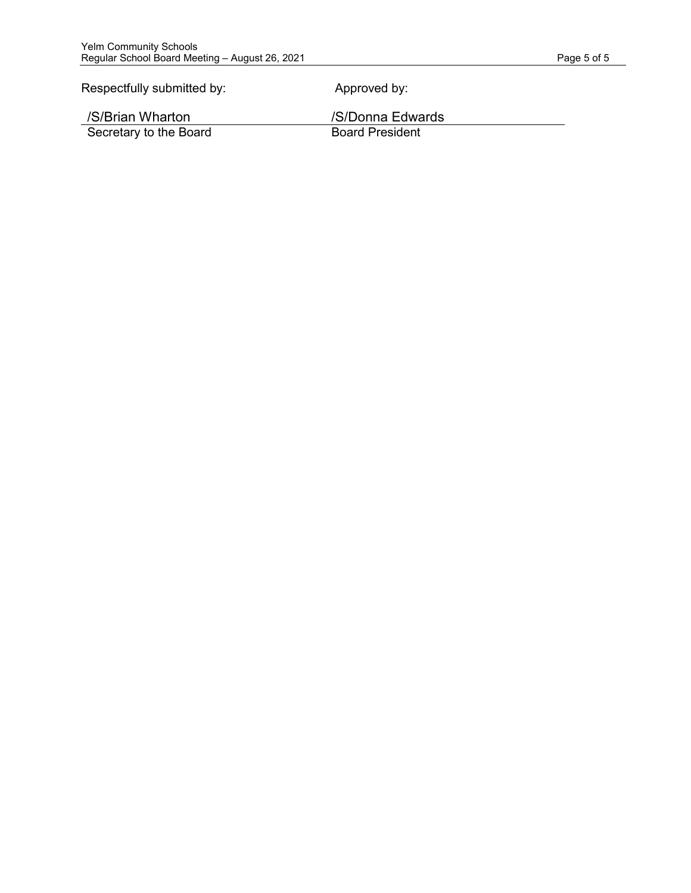Respectfully submitted by: Approved by:

| | |
|---|---|
| /S/Brian Wharton | /S/Donna Edwards |
| Secretary to the Board | Board President |